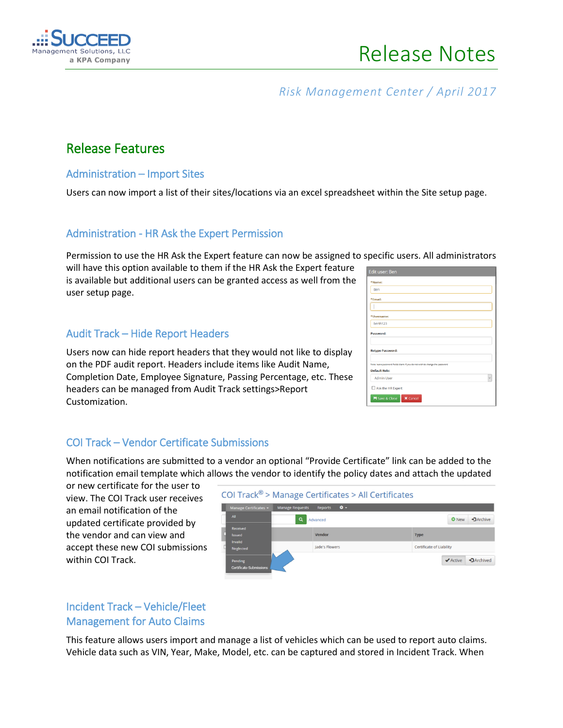# Release Notes

*Risk Management Center / April 2017*

## Release Features

### Administration – Import Sites

Users can now import a list of their sites/locations via an excel spreadsheet within the Site setup page.

### Administration - HR Ask the Expert Permission

Permission to use the HR Ask the Expert feature can now be assigned to specific users. All administrators will have this option available to them if the HR Ask the Expert feature is available but additional users can be granted access as well from the user setup page.

### Audit Track – Hide Report Headers

Users now can hide report headers that they would not like to display on the PDF audit report. Headers include items like Audit Name, Completion Date, Employee Signature, Passing Percentage, etc. These headers can be managed from Audit Track settings>Report Customization.

### COI Track – Vendor Certificate Submissions

When notifications are submitted to a vendor an optional "Provide Certificate" link can be added to the notification email template which allows the vendor to identify the policy dates and attach the updated or new certificate for the user to view. The COI Track user receives an email notification of the updated certificate provided by the vendor and can view and accept these new COI submissions within COI Track.

### Incident Track – Vehicle/Fleet Management for Auto Claims

This feature allows users import and manage a list of vehicles which can be used to report auto claims. Vehicle data such as VIN, Year, Make, Model, etc. can be captured and stored in Incident Track. When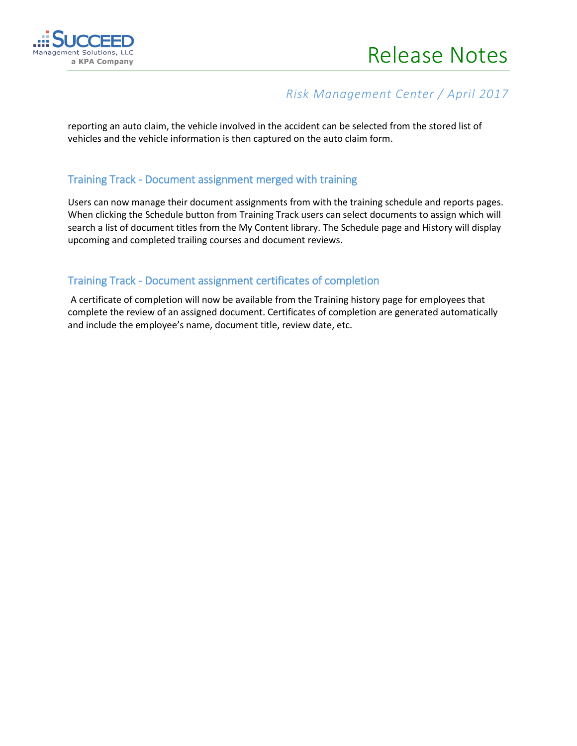reporting an auto claim, the vehicle involved in the accident can be selected from the stored list of vehicles and the vehicle information is then captured on the auto claim form.

### Training Track - Document assignment merged with training

Users can now manage their document assignments from with the training schedule and reports pages. When clicking the Schedule button from Training Track users can select documents to assign which will search a list of document titles from the My Content library. The Schedule page and History will display upcoming and completed trailing courses and document reviews.

### Training Track - Document assignment certificates of completion

A certificate of completion will now be available from the Training history page for employees that complete the review of an assigned document. Certificates of completion are generated automatically and include the employee's name, document title, review date, etc.